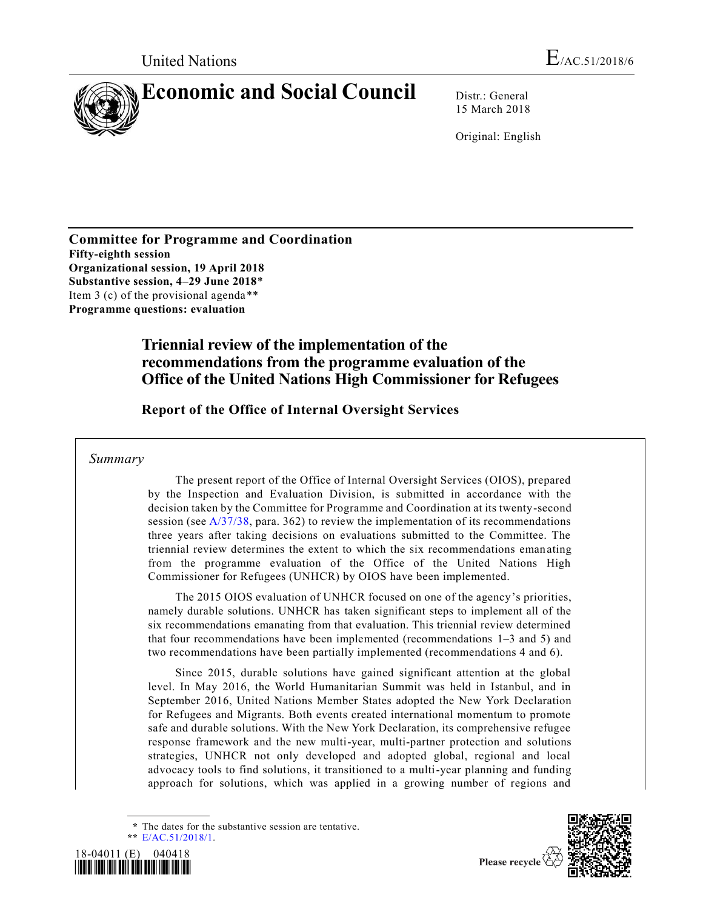United Nations

# Economic and Social Council

E/AC.51/2018/6

Distr.: General
15 March 2018

Original: English

**Committee for Programme and Coordination**
**Fifty-eighth session**
**Organizational session, 19 April 2018**
**Substantive session, 4–29 June 2018**\*
Item 3 (c) of the provisional agenda\*\*
**Programme questions: evaluation**

## Triennial review of the implementation of the recommendations from the programme evaluation of the Office of the United Nations High Commissioner for Refugees

### Report of the Office of Internal Oversight Services

*Summary*

The present report of the Office of Internal Oversight Services (OIOS), prepared by the Inspection and Evaluation Division, is submitted in accordance with the decision taken by the Committee for Programme and Coordination at its twenty-second session (see A/37/38, para. 362) to review the implementation of its recommendations three years after taking decisions on evaluations submitted to the Committee. The triennial review determines the extent to which the six recommendations emanating from the programme evaluation of the Office of the United Nations High Commissioner for Refugees (UNHCR) by OIOS have been implemented.

The 2015 OIOS evaluation of UNHCR focused on one of the agency's priorities, namely durable solutions. UNHCR has taken significant steps to implement all of the six recommendations emanating from that evaluation. This triennial review determined that four recommendations have been implemented (recommendations 1–3 and 5) and two recommendations have been partially implemented (recommendations 4 and 6).

Since 2015, durable solutions have gained significant attention at the global level. In May 2016, the World Humanitarian Summit was held in Istanbul, and in September 2016, United Nations Member States adopted the New York Declaration for Refugees and Migrants. Both events created international momentum to promote safe and durable solutions. With the New York Declaration, its comprehensive refugee response framework and the new multi-year, multi-partner protection and solutions strategies, UNHCR not only developed and adopted global, regional and local advocacy tools to find solutions, it transitioned to a multi-year planning and funding approach for solutions, which was applied in a growing number of regions and

\* The dates for the substantive session are tentative.
\*\* E/AC.51/2018/1.

18-04011 (E) 040418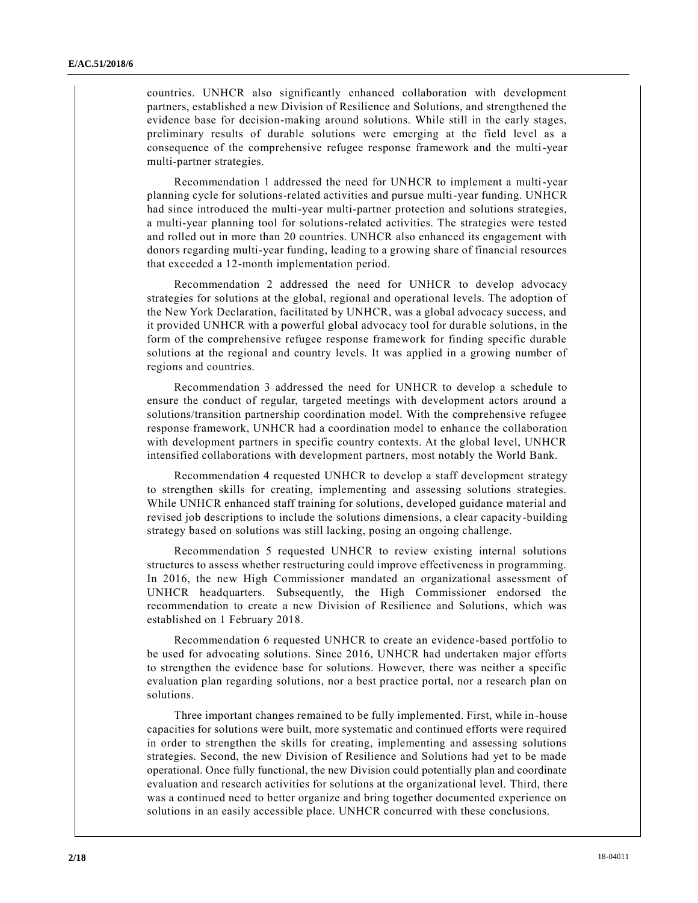countries. UNHCR also significantly enhanced collaboration with development partners, established a new Division of Resilience and Solutions, and strengthened the evidence base for decision-making around solutions. While still in the early stages, preliminary results of durable solutions were emerging at the field level as a consequence of the comprehensive refugee response framework and the multi-year multi-partner strategies.

Recommendation 1 addressed the need for UNHCR to implement a multi-year planning cycle for solutions-related activities and pursue multi-year funding. UNHCR had since introduced the multi-year multi-partner protection and solutions strategies, a multi-year planning tool for solutions-related activities. The strategies were tested and rolled out in more than 20 countries. UNHCR also enhanced its engagement with donors regarding multi-year funding, leading to a growing share of financial resources that exceeded a 12-month implementation period.

Recommendation 2 addressed the need for UNHCR to develop advocacy strategies for solutions at the global, regional and operational levels. The adoption of the New York Declaration, facilitated by UNHCR, was a global advocacy success, and it provided UNHCR with a powerful global advocacy tool for durable solutions, in the form of the comprehensive refugee response framework for finding specific durable solutions at the regional and country levels. It was applied in a growing number of regions and countries.

Recommendation 3 addressed the need for UNHCR to develop a schedule to ensure the conduct of regular, targeted meetings with development actors around a solutions/transition partnership coordination model. With the comprehensive refugee response framework, UNHCR had a coordination model to enhance the collaboration with development partners in specific country contexts. At the global level, UNHCR intensified collaborations with development partners, most notably the World Bank.

Recommendation 4 requested UNHCR to develop a staff development strategy to strengthen skills for creating, implementing and assessing solutions strategies. While UNHCR enhanced staff training for solutions, developed guidance material and revised job descriptions to include the solutions dimensions, a clear capacity-building strategy based on solutions was still lacking, posing an ongoing challenge.

Recommendation 5 requested UNHCR to review existing internal solutions structures to assess whether restructuring could improve effectiveness in programming. In 2016, the new High Commissioner mandated an organizational assessment of UNHCR headquarters. Subsequently, the High Commissioner endorsed the recommendation to create a new Division of Resilience and Solutions, which was established on 1 February 2018.

Recommendation 6 requested UNHCR to create an evidence-based portfolio to be used for advocating solutions. Since 2016, UNHCR had undertaken major efforts to strengthen the evidence base for solutions. However, there was neither a specific evaluation plan regarding solutions, nor a best practice portal, nor a research plan on solutions.

Three important changes remained to be fully implemented. First, while in-house capacities for solutions were built, more systematic and continued efforts were required in order to strengthen the skills for creating, implementing and assessing solutions strategies. Second, the new Division of Resilience and Solutions had yet to be made operational. Once fully functional, the new Division could potentially plan and coordinate evaluation and research activities for solutions at the organizational level. Third, there was a continued need to better organize and bring together documented experience on solutions in an easily accessible place. UNHCR concurred with these conclusions.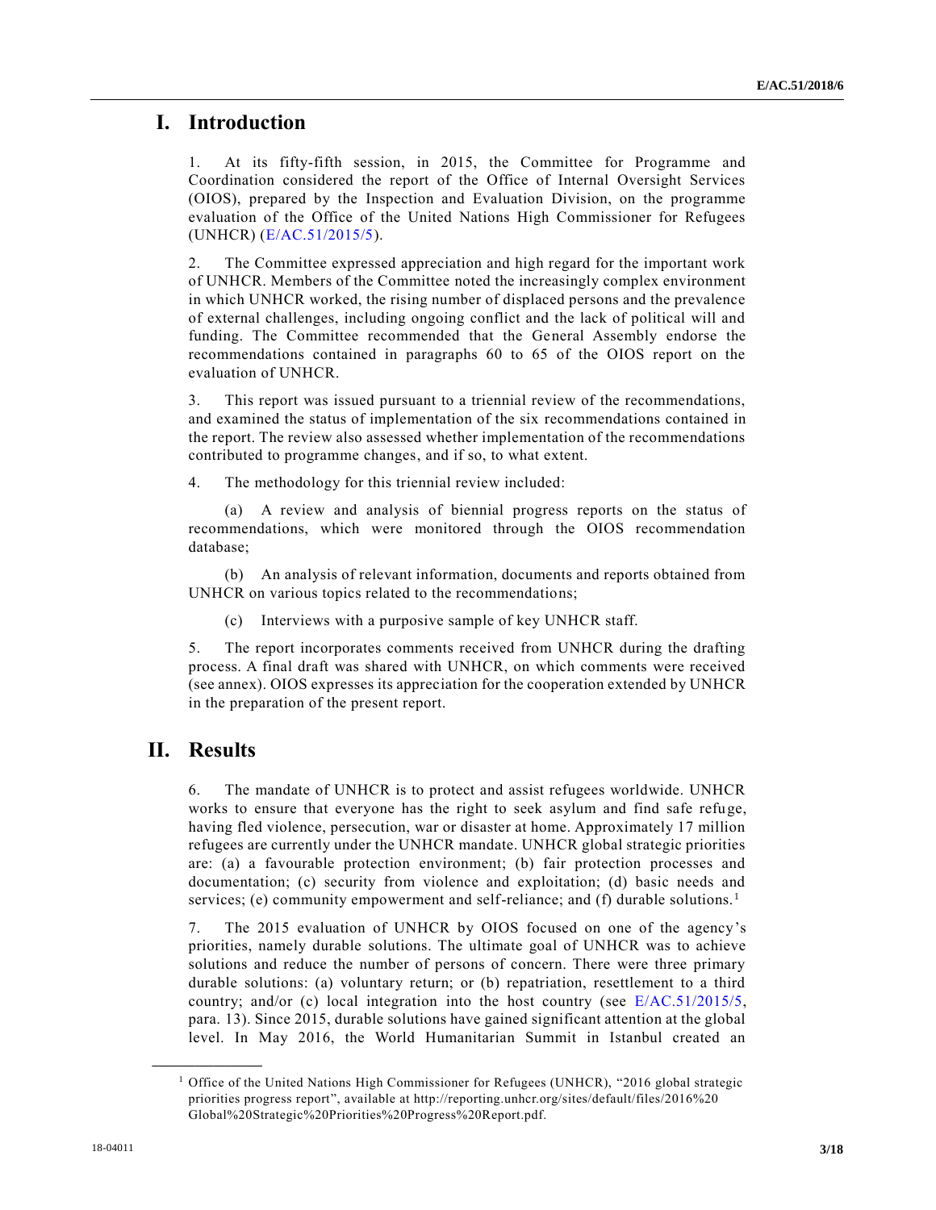# I. Introduction

1. At its fifty-fifth session, in 2015, the Committee for Programme and Coordination considered the report of the Office of Internal Oversight Services (OIOS), prepared by the Inspection and Evaluation Division, on the programme evaluation of the Office of the United Nations High Commissioner for Refugees (UNHCR) (E/AC.51/2015/5).

2. The Committee expressed appreciation and high regard for the important work of UNHCR. Members of the Committee noted the increasingly complex environment in which UNHCR worked, the rising number of displaced persons and the prevalence of external challenges, including ongoing conflict and the lack of political will and funding. The Committee recommended that the General Assembly endorse the recommendations contained in paragraphs 60 to 65 of the OIOS report on the evaluation of UNHCR.

3. This report was issued pursuant to a triennial review of the recommendations, and examined the status of implementation of the six recommendations contained in the report. The review also assessed whether implementation of the recommendations contributed to programme changes, and if so, to what extent.

4. The methodology for this triennial review included:

(a) A review and analysis of biennial progress reports on the status of recommendations, which were monitored through the OIOS recommendation database;

(b) An analysis of relevant information, documents and reports obtained from UNHCR on various topics related to the recommendations;

(c) Interviews with a purposive sample of key UNHCR staff.

5. The report incorporates comments received from UNHCR during the drafting process. A final draft was shared with UNHCR, on which comments were received (see annex). OIOS expresses its appreciation for the cooperation extended by UNHCR in the preparation of the present report.

# II. Results

6. The mandate of UNHCR is to protect and assist refugees worldwide. UNHCR works to ensure that everyone has the right to seek asylum and find safe refuge, having fled violence, persecution, war or disaster at home. Approximately 17 million refugees are currently under the UNHCR mandate. UNHCR global strategic priorities are: (a) a favourable protection environment; (b) fair protection processes and documentation; (c) security from violence and exploitation; (d) basic needs and services; (e) community empowerment and self-reliance; and (f) durable solutions.[1]

7. The 2015 evaluation of UNHCR by OIOS focused on one of the agency's priorities, namely durable solutions. The ultimate goal of UNHCR was to achieve solutions and reduce the number of persons of concern. There were three primary durable solutions: (a) voluntary return; or (b) repatriation, resettlement to a third country; and/or (c) local integration into the host country (see E/AC.51/2015/5, para. 13). Since 2015, durable solutions have gained significant attention at the global level. In May 2016, the World Humanitarian Summit in Istanbul created an

[1] Office of the United Nations High Commissioner for Refugees (UNHCR), "2016 global strategic priorities progress report", available at http://reporting.unhcr.org/sites/default/files/2016%20Global%20Strategic%20Priorities%20Progress%20Report.pdf.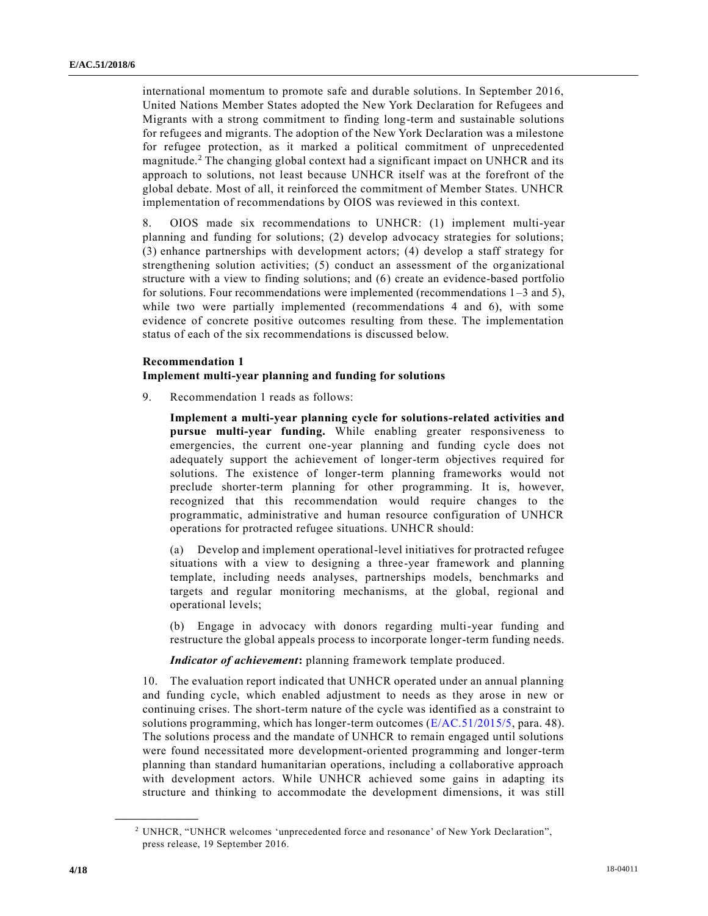international momentum to promote safe and durable solutions. In September 2016, United Nations Member States adopted the New York Declaration for Refugees and Migrants with a strong commitment to finding long-term and sustainable solutions for refugees and migrants. The adoption of the New York Declaration was a milestone for refugee protection, as it marked a political commitment of unprecedented magnitude.[2] The changing global context had a significant impact on UNHCR and its approach to solutions, not least because UNHCR itself was at the forefront of the global debate. Most of all, it reinforced the commitment of Member States. UNHCR implementation of recommendations by OIOS was reviewed in this context.

8. OIOS made six recommendations to UNHCR: (1) implement multi-year planning and funding for solutions; (2) develop advocacy strategies for solutions; (3) enhance partnerships with development actors; (4) develop a staff strategy for strengthening solution activities; (5) conduct an assessment of the organizational structure with a view to finding solutions; and (6) create an evidence-based portfolio for solutions. Four recommendations were implemented (recommendations 1–3 and 5), while two were partially implemented (recommendations 4 and 6), with some evidence of concrete positive outcomes resulting from these. The implementation status of each of the six recommendations is discussed below.

### Recommendation 1
### Implement multi-year planning and funding for solutions

9. Recommendation 1 reads as follows:

> **Implement a multi-year planning cycle for solutions-related activities and pursue multi-year funding.** While enabling greater responsiveness to emergencies, the current one-year planning and funding cycle does not adequately support the achievement of longer-term objectives required for solutions. The existence of longer-term planning frameworks would not preclude shorter-term planning for other programming. It is, however, recognized that this recommendation would require changes to the programmatic, administrative and human resource configuration of UNHCR operations for protracted refugee situations. UNHCR should:
>
> (a) Develop and implement operational-level initiatives for protracted refugee situations with a view to designing a three-year framework and planning template, including needs analyses, partnerships models, benchmarks and targets and regular monitoring mechanisms, at the global, regional and operational levels;
>
> (b) Engage in advocacy with donors regarding multi-year funding and restructure the global appeals process to incorporate longer-term funding needs.
>
> ***Indicator of achievement*:** planning framework template produced.

10. The evaluation report indicated that UNHCR operated under an annual planning and funding cycle, which enabled adjustment to needs as they arose in new or continuing crises. The short-term nature of the cycle was identified as a constraint to solutions programming, which has longer-term outcomes (E/AC.51/2015/5, para. 48). The solutions process and the mandate of UNHCR to remain engaged until solutions were found necessitated more development-oriented programming and longer-term planning than standard humanitarian operations, including a collaborative approach with development actors. While UNHCR achieved some gains in adapting its structure and thinking to accommodate the development dimensions, it was still

[2] UNHCR, "UNHCR welcomes 'unprecedented force and resonance' of New York Declaration", press release, 19 September 2016.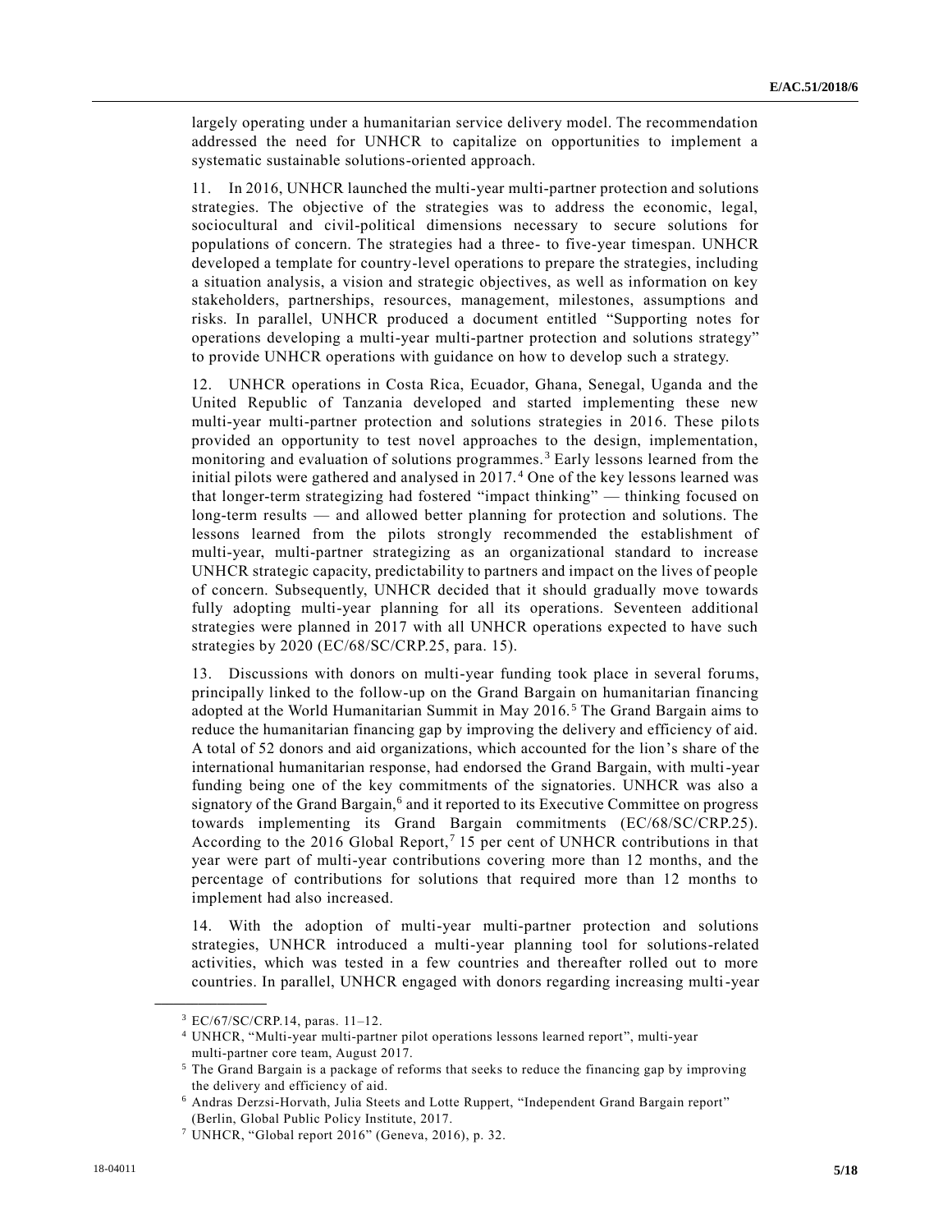largely operating under a humanitarian service delivery model. The recommendation addressed the need for UNHCR to capitalize on opportunities to implement a systematic sustainable solutions-oriented approach.

11. In 2016, UNHCR launched the multi-year multi-partner protection and solutions strategies. The objective of the strategies was to address the economic, legal, sociocultural and civil-political dimensions necessary to secure solutions for populations of concern. The strategies had a three- to five-year timespan. UNHCR developed a template for country-level operations to prepare the strategies, including a situation analysis, a vision and strategic objectives, as well as information on key stakeholders, partnerships, resources, management, milestones, assumptions and risks. In parallel, UNHCR produced a document entitled "Supporting notes for operations developing a multi-year multi-partner protection and solutions strategy" to provide UNHCR operations with guidance on how to develop such a strategy.

12. UNHCR operations in Costa Rica, Ecuador, Ghana, Senegal, Uganda and the United Republic of Tanzania developed and started implementing these new multi-year multi-partner protection and solutions strategies in 2016. These pilots provided an opportunity to test novel approaches to the design, implementation, monitoring and evaluation of solutions programmes.[3] Early lessons learned from the initial pilots were gathered and analysed in 2017.[4] One of the key lessons learned was that longer-term strategizing had fostered "impact thinking" — thinking focused on long-term results — and allowed better planning for protection and solutions. The lessons learned from the pilots strongly recommended the establishment of multi-year, multi-partner strategizing as an organizational standard to increase UNHCR strategic capacity, predictability to partners and impact on the lives of people of concern. Subsequently, UNHCR decided that it should gradually move towards fully adopting multi-year planning for all its operations. Seventeen additional strategies were planned in 2017 with all UNHCR operations expected to have such strategies by 2020 (EC/68/SC/CRP.25, para. 15).

13. Discussions with donors on multi-year funding took place in several forums, principally linked to the follow-up on the Grand Bargain on humanitarian financing adopted at the World Humanitarian Summit in May 2016.[5] The Grand Bargain aims to reduce the humanitarian financing gap by improving the delivery and efficiency of aid. A total of 52 donors and aid organizations, which accounted for the lion's share of the international humanitarian response, had endorsed the Grand Bargain, with multi-year funding being one of the key commitments of the signatories. UNHCR was also a signatory of the Grand Bargain,[6] and it reported to its Executive Committee on progress towards implementing its Grand Bargain commitments (EC/68/SC/CRP.25). According to the 2016 Global Report,[7] 15 per cent of UNHCR contributions in that year were part of multi-year contributions covering more than 12 months, and the percentage of contributions for solutions that required more than 12 months to implement had also increased.

14. With the adoption of multi-year multi-partner protection and solutions strategies, UNHCR introduced a multi-year planning tool for solutions-related activities, which was tested in a few countries and thereafter rolled out to more countries. In parallel, UNHCR engaged with donors regarding increasing multi-year

---

[3] EC/67/SC/CRP.14, paras. 11–12.

[4] UNHCR, "Multi-year multi-partner pilot operations lessons learned report", multi-year multi-partner core team, August 2017.

[5] The Grand Bargain is a package of reforms that seeks to reduce the financing gap by improving the delivery and efficiency of aid.

[6] Andras Derzsi-Horvath, Julia Steets and Lotte Ruppert, "Independent Grand Bargain report" (Berlin, Global Public Policy Institute, 2017.

[7] UNHCR, "Global report 2016" (Geneva, 2016), p. 32.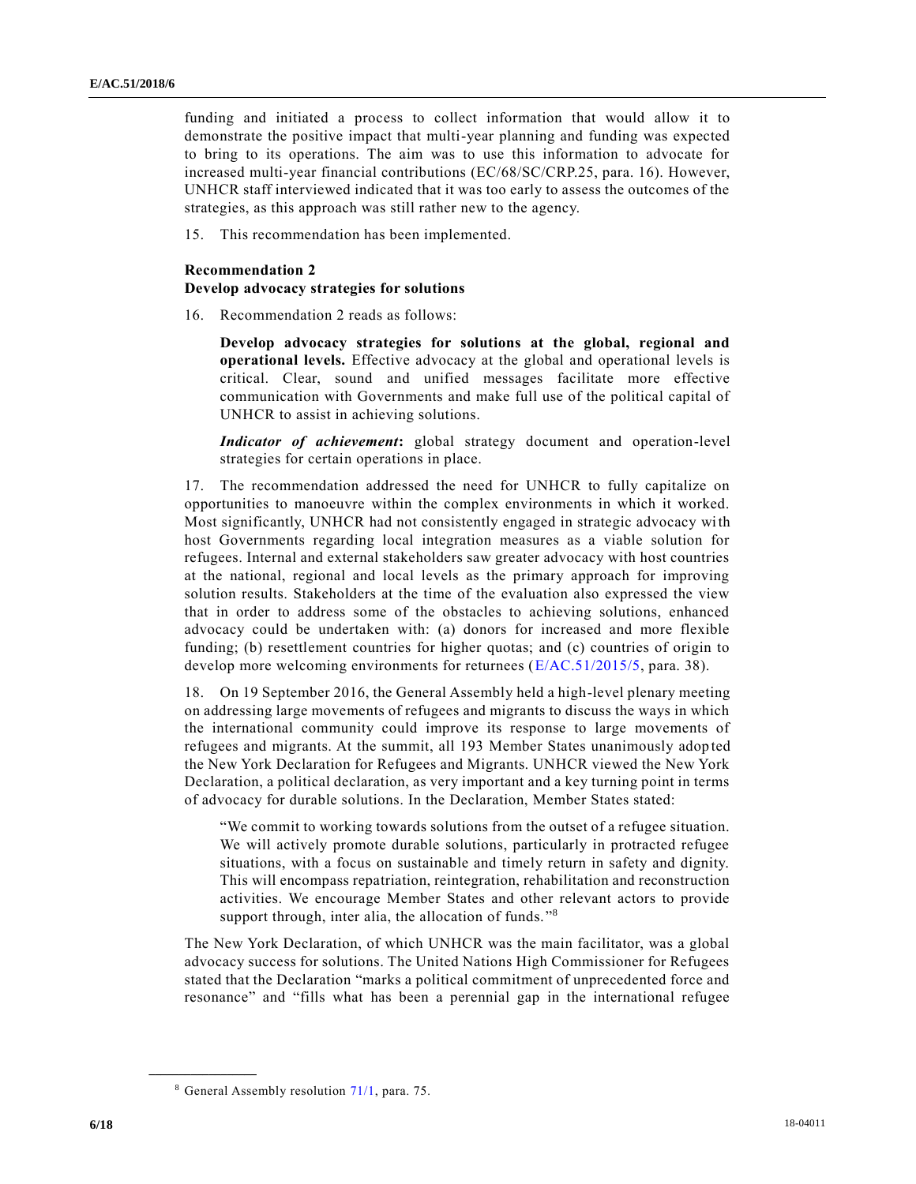funding and initiated a process to collect information that would allow it to demonstrate the positive impact that multi-year planning and funding was expected to bring to its operations. The aim was to use this information to advocate for increased multi-year financial contributions (EC/68/SC/CRP.25, para. 16). However, UNHCR staff interviewed indicated that it was too early to assess the outcomes of the strategies, as this approach was still rather new to the agency.

15. This recommendation has been implemented.

**Recommendation 2**
**Develop advocacy strategies for solutions**

16. Recommendation 2 reads as follows:

> **Develop advocacy strategies for solutions at the global, regional and operational levels.** Effective advocacy at the global and operational levels is critical. Clear, sound and unified messages facilitate more effective communication with Governments and make full use of the political capital of UNHCR to assist in achieving solutions.
>
> ***Indicator of achievement*:** global strategy document and operation-level strategies for certain operations in place.

17. The recommendation addressed the need for UNHCR to fully capitalize on opportunities to manoeuvre within the complex environments in which it worked. Most significantly, UNHCR had not consistently engaged in strategic advocacy with host Governments regarding local integration measures as a viable solution for refugees. Internal and external stakeholders saw greater advocacy with host countries at the national, regional and local levels as the primary approach for improving solution results. Stakeholders at the time of the evaluation also expressed the view that in order to address some of the obstacles to achieving solutions, enhanced advocacy could be undertaken with: (a) donors for increased and more flexible funding; (b) resettlement countries for higher quotas; and (c) countries of origin to develop more welcoming environments for returnees (E/AC.51/2015/5, para. 38).

18. On 19 September 2016, the General Assembly held a high-level plenary meeting on addressing large movements of refugees and migrants to discuss the ways in which the international community could improve its response to large movements of refugees and migrants. At the summit, all 193 Member States unanimously adopted the New York Declaration for Refugees and Migrants. UNHCR viewed the New York Declaration, a political declaration, as very important and a key turning point in terms of advocacy for durable solutions. In the Declaration, Member States stated:

> "We commit to working towards solutions from the outset of a refugee situation. We will actively promote durable solutions, particularly in protracted refugee situations, with a focus on sustainable and timely return in safety and dignity. This will encompass repatriation, reintegration, rehabilitation and reconstruction activities. We encourage Member States and other relevant actors to provide support through, inter alia, the allocation of funds."[8]

The New York Declaration, of which UNHCR was the main facilitator, was a global advocacy success for solutions. The United Nations High Commissioner for Refugees stated that the Declaration "marks a political commitment of unprecedented force and resonance" and "fills what has been a perennial gap in the international refugee

---

[8] General Assembly resolution 71/1, para. 75.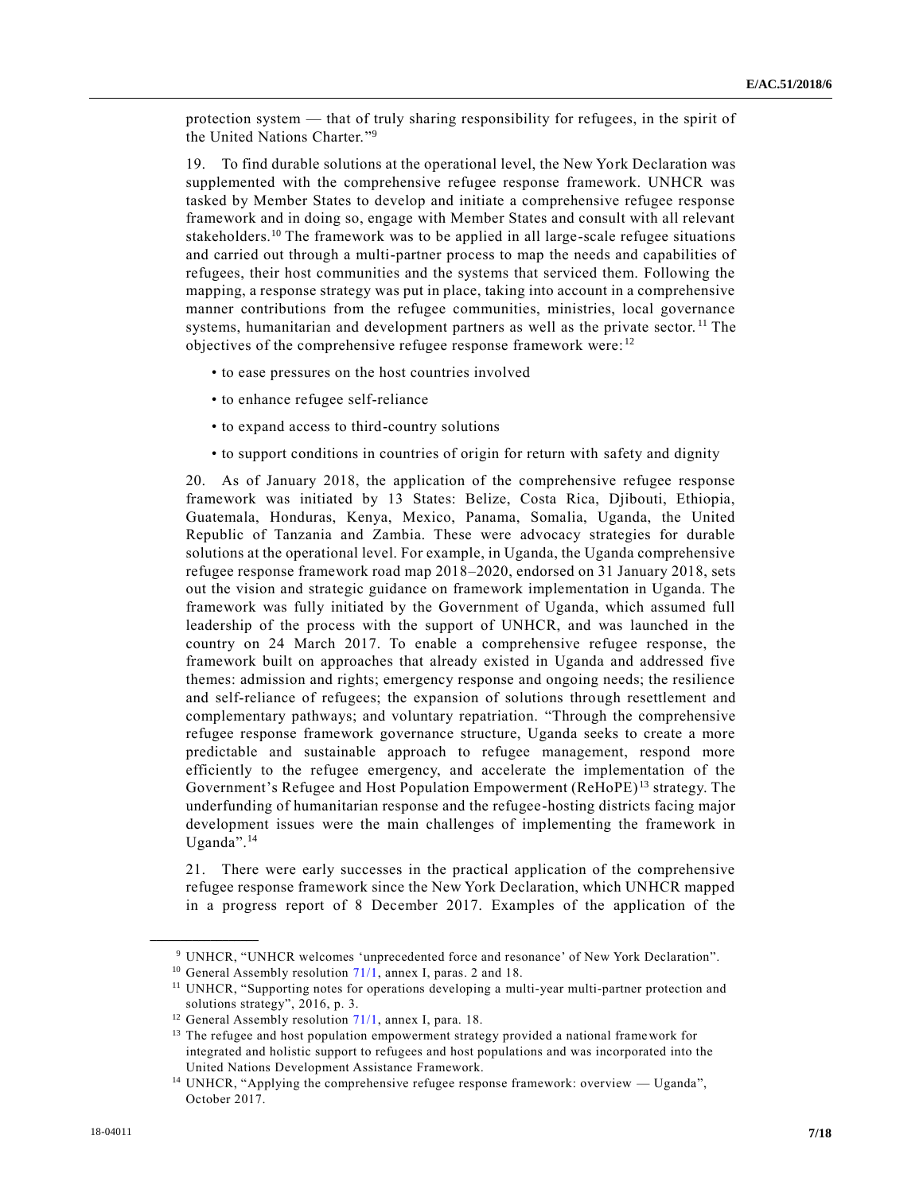protection system — that of truly sharing responsibility for refugees, in the spirit of the United Nations Charter."[9]

19. To find durable solutions at the operational level, the New York Declaration was supplemented with the comprehensive refugee response framework. UNHCR was tasked by Member States to develop and initiate a comprehensive refugee response framework and in doing so, engage with Member States and consult with all relevant stakeholders.[10] The framework was to be applied in all large-scale refugee situations and carried out through a multi-partner process to map the needs and capabilities of refugees, their host communities and the systems that serviced them. Following the mapping, a response strategy was put in place, taking into account in a comprehensive manner contributions from the refugee communities, ministries, local governance systems, humanitarian and development partners as well as the private sector.[11] The objectives of the comprehensive refugee response framework were:[12]

- to ease pressures on the host countries involved
- to enhance refugee self-reliance
- to expand access to third-country solutions
- to support conditions in countries of origin for return with safety and dignity

20. As of January 2018, the application of the comprehensive refugee response framework was initiated by 13 States: Belize, Costa Rica, Djibouti, Ethiopia, Guatemala, Honduras, Kenya, Mexico, Panama, Somalia, Uganda, the United Republic of Tanzania and Zambia. These were advocacy strategies for durable solutions at the operational level. For example, in Uganda, the Uganda comprehensive refugee response framework road map 2018–2020, endorsed on 31 January 2018, sets out the vision and strategic guidance on framework implementation in Uganda. The framework was fully initiated by the Government of Uganda, which assumed full leadership of the process with the support of UNHCR, and was launched in the country on 24 March 2017. To enable a comprehensive refugee response, the framework built on approaches that already existed in Uganda and addressed five themes: admission and rights; emergency response and ongoing needs; the resilience and self-reliance of refugees; the expansion of solutions through resettlement and complementary pathways; and voluntary repatriation. "Through the comprehensive refugee response framework governance structure, Uganda seeks to create a more predictable and sustainable approach to refugee management, respond more efficiently to the refugee emergency, and accelerate the implementation of the Government's Refugee and Host Population Empowerment (ReHoPE)[13] strategy. The underfunding of humanitarian response and the refugee-hosting districts facing major development issues were the main challenges of implementing the framework in Uganda".[14]

21. There were early successes in the practical application of the comprehensive refugee response framework since the New York Declaration, which UNHCR mapped in a progress report of 8 December 2017. Examples of the application of the

---

[9] UNHCR, "UNHCR welcomes 'unprecedented force and resonance' of New York Declaration".

[10] General Assembly resolution 71/1, annex I, paras. 2 and 18.

[11] UNHCR, "Supporting notes for operations developing a multi-year multi-partner protection and solutions strategy", 2016, p. 3.

[12] General Assembly resolution 71/1, annex I, para. 18.

[13] The refugee and host population empowerment strategy provided a national framework for integrated and holistic support to refugees and host populations and was incorporated into the United Nations Development Assistance Framework.

[14] UNHCR, "Applying the comprehensive refugee response framework: overview — Uganda", October 2017.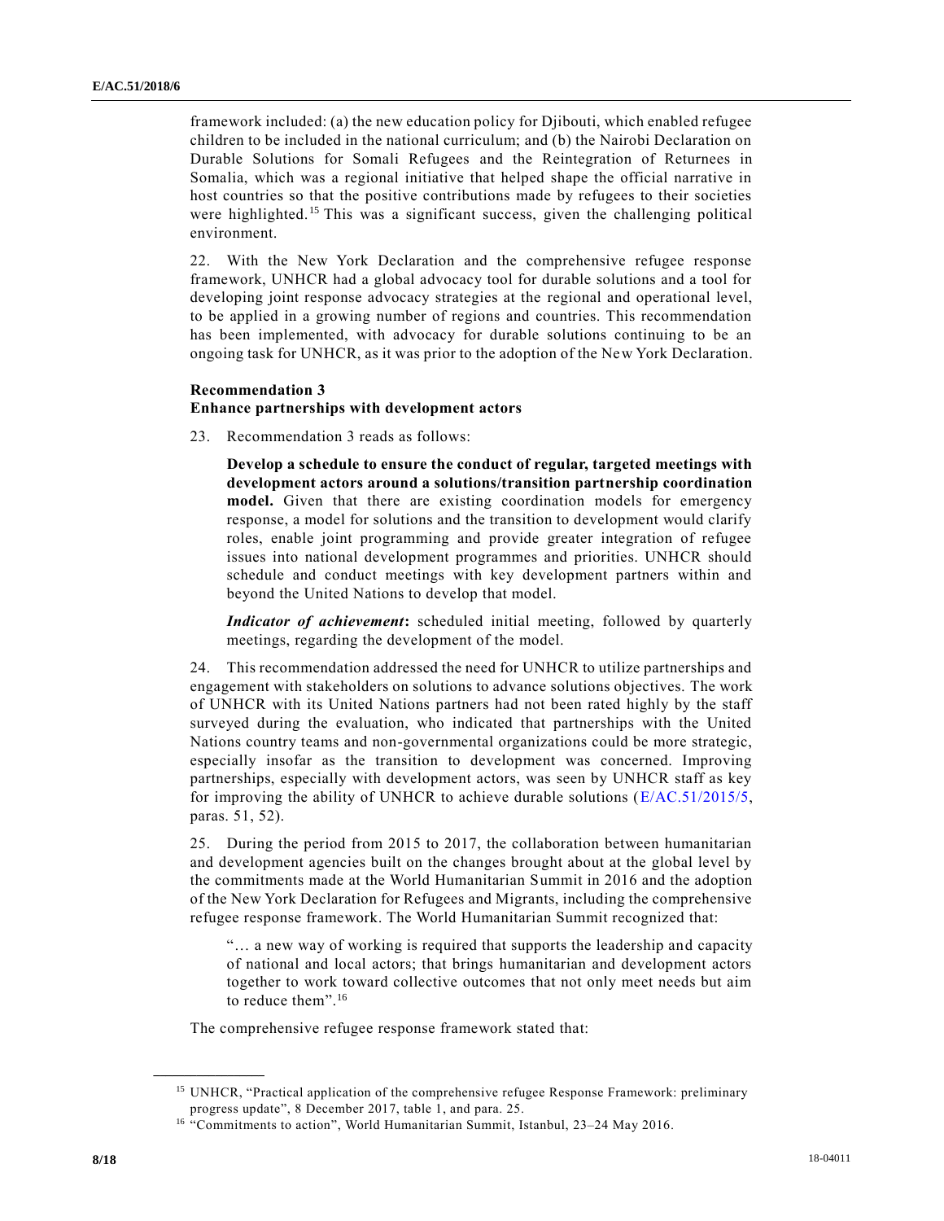framework included: (a) the new education policy for Djibouti, which enabled refugee children to be included in the national curriculum; and (b) the Nairobi Declaration on Durable Solutions for Somali Refugees and the Reintegration of Returnees in Somalia, which was a regional initiative that helped shape the official narrative in host countries so that the positive contributions made by refugees to their societies were highlighted.[15] This was a significant success, given the challenging political environment.

22. With the New York Declaration and the comprehensive refugee response framework, UNHCR had a global advocacy tool for durable solutions and a tool for developing joint response advocacy strategies at the regional and operational level, to be applied in a growing number of regions and countries. This recommendation has been implemented, with advocacy for durable solutions continuing to be an ongoing task for UNHCR, as it was prior to the adoption of the New York Declaration.

**Recommendation 3**
**Enhance partnerships with development actors**

23. Recommendation 3 reads as follows:

> **Develop a schedule to ensure the conduct of regular, targeted meetings with development actors around a solutions/transition partnership coordination model.** Given that there are existing coordination models for emergency response, a model for solutions and the transition to development would clarify roles, enable joint programming and provide greater integration of refugee issues into national development programmes and priorities. UNHCR should schedule and conduct meetings with key development partners within and beyond the United Nations to develop that model.
>
> ***Indicator of achievement*:** scheduled initial meeting, followed by quarterly meetings, regarding the development of the model.

24. This recommendation addressed the need for UNHCR to utilize partnerships and engagement with stakeholders on solutions to advance solutions objectives. The work of UNHCR with its United Nations partners had not been rated highly by the staff surveyed during the evaluation, who indicated that partnerships with the United Nations country teams and non-governmental organizations could be more strategic, especially insofar as the transition to development was concerned. Improving partnerships, especially with development actors, was seen by UNHCR staff as key for improving the ability of UNHCR to achieve durable solutions (E/AC.51/2015/5, paras. 51, 52).

25. During the period from 2015 to 2017, the collaboration between humanitarian and development agencies built on the changes brought about at the global level by the commitments made at the World Humanitarian Summit in 2016 and the adoption of the New York Declaration for Refugees and Migrants, including the comprehensive refugee response framework. The World Humanitarian Summit recognized that:

> "… a new way of working is required that supports the leadership and capacity of national and local actors; that brings humanitarian and development actors together to work toward collective outcomes that not only meet needs but aim to reduce them".[16]

The comprehensive refugee response framework stated that:

---

[15] UNHCR, "Practical application of the comprehensive refugee Response Framework: preliminary progress update", 8 December 2017, table 1, and para. 25.

[16] "Commitments to action", World Humanitarian Summit, Istanbul, 23–24 May 2016.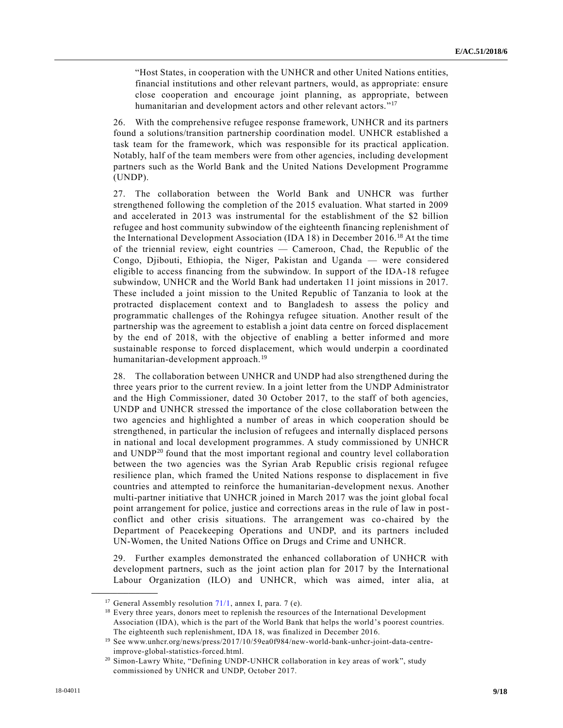> "Host States, in cooperation with the UNHCR and other United Nations entities, financial institutions and other relevant partners, would, as appropriate: ensure close cooperation and encourage joint planning, as appropriate, between humanitarian and development actors and other relevant actors."[17]

26. With the comprehensive refugee response framework, UNHCR and its partners found a solutions/transition partnership coordination model. UNHCR established a task team for the framework, which was responsible for its practical application. Notably, half of the team members were from other agencies, including development partners such as the World Bank and the United Nations Development Programme (UNDP).

27. The collaboration between the World Bank and UNHCR was further strengthened following the completion of the 2015 evaluation. What started in 2009 and accelerated in 2013 was instrumental for the establishment of the $2 billion refugee and host community subwindow of the eighteenth financing replenishment of the International Development Association (IDA 18) in December 2016.[18] At the time of the triennial review, eight countries — Cameroon, Chad, the Republic of the Congo, Djibouti, Ethiopia, the Niger, Pakistan and Uganda — were considered eligible to access financing from the subwindow. In support of the IDA-18 refugee subwindow, UNHCR and the World Bank had undertaken 11 joint missions in 2017. These included a joint mission to the United Republic of Tanzania to look at the protracted displacement context and to Bangladesh to assess the policy and programmatic challenges of the Rohingya refugee situation. Another result of the partnership was the agreement to establish a joint data centre on forced displacement by the end of 2018, with the objective of enabling a better informed and more sustainable response to forced displacement, which would underpin a coordinated humanitarian-development approach.[19]

28. The collaboration between UNHCR and UNDP had also strengthened during the three years prior to the current review. In a joint letter from the UNDP Administrator and the High Commissioner, dated 30 October 2017, to the staff of both agencies, UNDP and UNHCR stressed the importance of the close collaboration between the two agencies and highlighted a number of areas in which cooperation should be strengthened, in particular the inclusion of refugees and internally displaced persons in national and local development programmes. A study commissioned by UNHCR and UNDP[20] found that the most important regional and country level collaboration between the two agencies was the Syrian Arab Republic crisis regional refugee resilience plan, which framed the United Nations response to displacement in five countries and attempted to reinforce the humanitarian-development nexus. Another multi-partner initiative that UNHCR joined in March 2017 was the joint global focal point arrangement for police, justice and corrections areas in the rule of law in post-conflict and other crisis situations. The arrangement was co-chaired by the Department of Peacekeeping Operations and UNDP, and its partners included UN-Women, the United Nations Office on Drugs and Crime and UNHCR.

29. Further examples demonstrated the enhanced collaboration of UNHCR with development partners, such as the joint action plan for 2017 by the International Labour Organization (ILO) and UNHCR, which was aimed, inter alia, at

---

[17] General Assembly resolution 71/1, annex I, para. 7 (e).

[18] Every three years, donors meet to replenish the resources of the International Development Association (IDA), which is the part of the World Bank that helps the world's poorest countries. The eighteenth such replenishment, IDA 18, was finalized in December 2016.

[19] See www.unhcr.org/news/press/2017/10/59ea0f984/new-world-bank-unhcr-joint-data-centre-improve-global-statistics-forced.html.

[20] Simon-Lawry White, "Defining UNDP-UNHCR collaboration in key areas of work", study commissioned by UNHCR and UNDP, October 2017.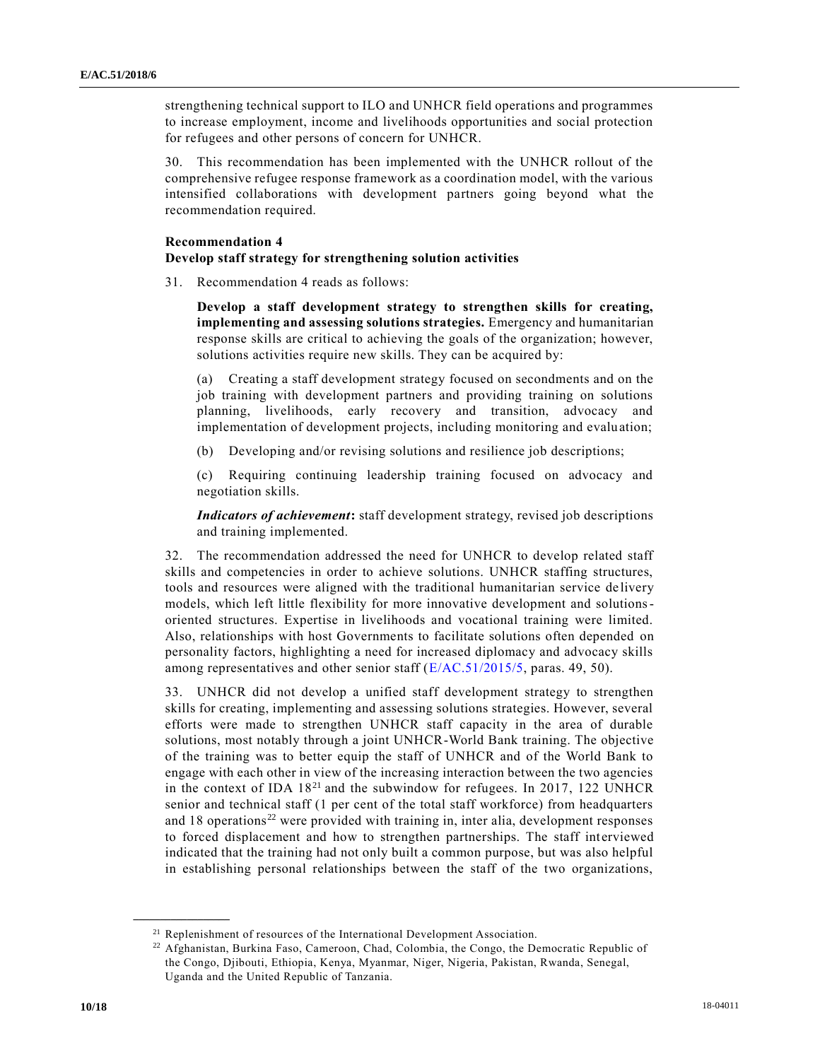strengthening technical support to ILO and UNHCR field operations and programmes to increase employment, income and livelihoods opportunities and social protection for refugees and other persons of concern for UNHCR.

30. This recommendation has been implemented with the UNHCR rollout of the comprehensive refugee response framework as a coordination model, with the various intensified collaborations with development partners going beyond what the recommendation required.

**Recommendation 4**
**Develop staff strategy for strengthening solution activities**

31. Recommendation 4 reads as follows:

> **Develop a staff development strategy to strengthen skills for creating, implementing and assessing solutions strategies.** Emergency and humanitarian response skills are critical to achieving the goals of the organization; however, solutions activities require new skills. They can be acquired by:
>
> (a) Creating a staff development strategy focused on secondments and on the job training with development partners and providing training on solutions planning, livelihoods, early recovery and transition, advocacy and implementation of development projects, including monitoring and evaluation;
>
> (b) Developing and/or revising solutions and resilience job descriptions;
>
> (c) Requiring continuing leadership training focused on advocacy and negotiation skills.
>
> ***Indicators of achievement*:** staff development strategy, revised job descriptions and training implemented.

32. The recommendation addressed the need for UNHCR to develop related staff skills and competencies in order to achieve solutions. UNHCR staffing structures, tools and resources were aligned with the traditional humanitarian service delivery models, which left little flexibility for more innovative development and solutions-oriented structures. Expertise in livelihoods and vocational training were limited. Also, relationships with host Governments to facilitate solutions often depended on personality factors, highlighting a need for increased diplomacy and advocacy skills among representatives and other senior staff (E/AC.51/2015/5, paras. 49, 50).

33. UNHCR did not develop a unified staff development strategy to strengthen skills for creating, implementing and assessing solutions strategies. However, several efforts were made to strengthen UNHCR staff capacity in the area of durable solutions, most notably through a joint UNHCR-World Bank training. The objective of the training was to better equip the staff of UNHCR and of the World Bank to engage with each other in view of the increasing interaction between the two agencies in the context of IDA 18[21] and the subwindow for refugees. In 2017, 122 UNHCR senior and technical staff (1 per cent of the total staff workforce) from headquarters and 18 operations[22] were provided with training in, inter alia, development responses to forced displacement and how to strengthen partnerships. The staff interviewed indicated that the training had not only built a common purpose, but was also helpful in establishing personal relationships between the staff of the two organizations,

---

[21] Replenishment of resources of the International Development Association.

[22] Afghanistan, Burkina Faso, Cameroon, Chad, Colombia, the Congo, the Democratic Republic of the Congo, Djibouti, Ethiopia, Kenya, Myanmar, Niger, Nigeria, Pakistan, Rwanda, Senegal, Uganda and the United Republic of Tanzania.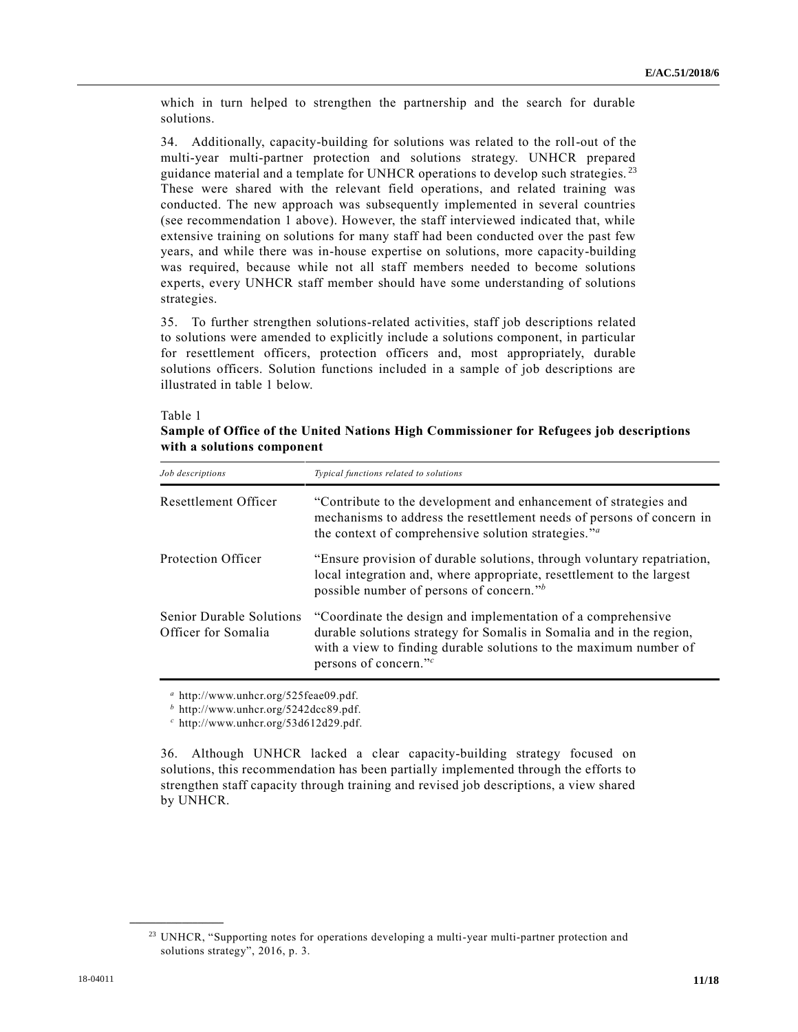which in turn helped to strengthen the partnership and the search for durable solutions.

34. Additionally, capacity-building for solutions was related to the roll-out of the multi-year multi-partner protection and solutions strategy. UNHCR prepared guidance material and a template for UNHCR operations to develop such strategies.[23] These were shared with the relevant field operations, and related training was conducted. The new approach was subsequently implemented in several countries (see recommendation 1 above). However, the staff interviewed indicated that, while extensive training on solutions for many staff had been conducted over the past few years, and while there was in-house expertise on solutions, more capacity-building was required, because while not all staff members needed to become solutions experts, every UNHCR staff member should have some understanding of solutions strategies.

35. To further strengthen solutions-related activities, staff job descriptions related to solutions were amended to explicitly include a solutions component, in particular for resettlement officers, protection officers and, most appropriately, durable solutions officers. Solution functions included in a sample of job descriptions are illustrated in table 1 below.

Table 1
**Sample of Office of the United Nations High Commissioner for Refugees job descriptions with a solutions component**

| *Job descriptions* | *Typical functions related to solutions* |
| --- | --- |
| Resettlement Officer | "Contribute to the development and enhancement of strategies and mechanisms to address the resettlement needs of persons of concern in the context of comprehensive solution strategies."[a] |
| Protection Officer | "Ensure provision of durable solutions, through voluntary repatriation, local integration and, where appropriate, resettlement to the largest possible number of persons of concern."[b] |
| Senior Durable Solutions Officer for Somalia | "Coordinate the design and implementation of a comprehensive durable solutions strategy for Somalis in Somalia and in the region, with a view to finding durable solutions to the maximum number of persons of concern."[c] |

[a] http://www.unhcr.org/525feae09.pdf.
[b] http://www.unhcr.org/5242dcc89.pdf.
[c] http://www.unhcr.org/53d612d29.pdf.

36. Although UNHCR lacked a clear capacity-building strategy focused on solutions, this recommendation has been partially implemented through the efforts to strengthen staff capacity through training and revised job descriptions, a view shared by UNHCR.

[23] UNHCR, "Supporting notes for operations developing a multi-year multi-partner protection and solutions strategy", 2016, p. 3.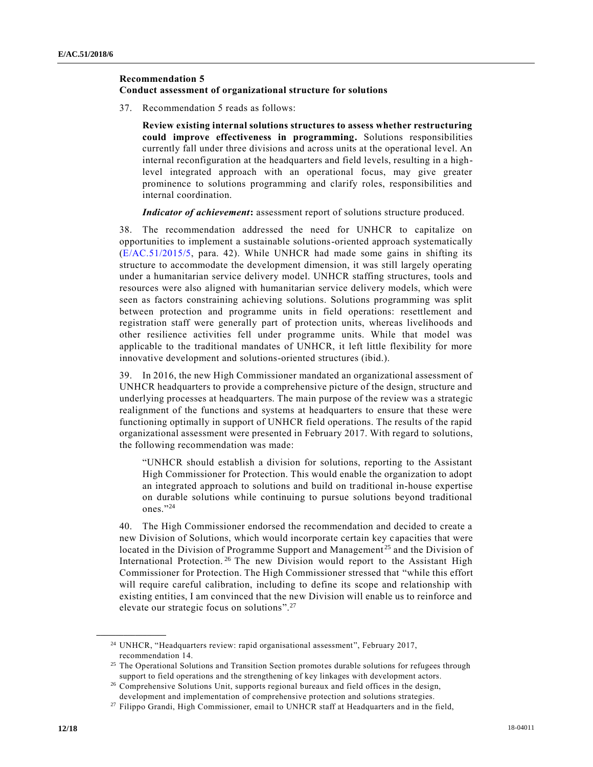### Recommendation 5
### Conduct assessment of organizational structure for solutions

37. Recommendation 5 reads as follows:

> **Review existing internal solutions structures to assess whether restructuring could improve effectiveness in programming.** Solutions responsibilities currently fall under three divisions and across units at the operational level. An internal reconfiguration at the headquarters and field levels, resulting in a high-level integrated approach with an operational focus, may give greater prominence to solutions programming and clarify roles, responsibilities and internal coordination.
>
> ***Indicator of achievement*:** assessment report of solutions structure produced.

38. The recommendation addressed the need for UNHCR to capitalize on opportunities to implement a sustainable solutions-oriented approach systematically (E/AC.51/2015/5, para. 42). While UNHCR had made some gains in shifting its structure to accommodate the development dimension, it was still largely operating under a humanitarian service delivery model. UNHCR staffing structures, tools and resources were also aligned with humanitarian service delivery models, which were seen as factors constraining achieving solutions. Solutions programming was split between protection and programme units in field operations: resettlement and registration staff were generally part of protection units, whereas livelihoods and other resilience activities fell under programme units. While that model was applicable to the traditional mandates of UNHCR, it left little flexibility for more innovative development and solutions-oriented structures (ibid.).

39. In 2016, the new High Commissioner mandated an organizational assessment of UNHCR headquarters to provide a comprehensive picture of the design, structure and underlying processes at headquarters. The main purpose of the review was a strategic realignment of the functions and systems at headquarters to ensure that these were functioning optimally in support of UNHCR field operations. The results of the rapid organizational assessment were presented in February 2017. With regard to solutions, the following recommendation was made:

> "UNHCR should establish a division for solutions, reporting to the Assistant High Commissioner for Protection. This would enable the organization to adopt an integrated approach to solutions and build on traditional in-house expertise on durable solutions while continuing to pursue solutions beyond traditional ones."[24]

40. The High Commissioner endorsed the recommendation and decided to create a new Division of Solutions, which would incorporate certain key capacities that were located in the Division of Programme Support and Management[25] and the Division of International Protection.[26] The new Division would report to the Assistant High Commissioner for Protection. The High Commissioner stressed that "while this effort will require careful calibration, including to define its scope and relationship with existing entities, I am convinced that the new Division will enable us to reinforce and elevate our strategic focus on solutions".[27]

---

[24] UNHCR, "Headquarters review: rapid organisational assessment", February 2017, recommendation 14.

[25] The Operational Solutions and Transition Section promotes durable solutions for refugees through support to field operations and the strengthening of key linkages with development actors.

[26] Comprehensive Solutions Unit, supports regional bureaux and field offices in the design, development and implementation of comprehensive protection and solutions strategies.

[27] Filippo Grandi, High Commissioner, email to UNHCR staff at Headquarters and in the field,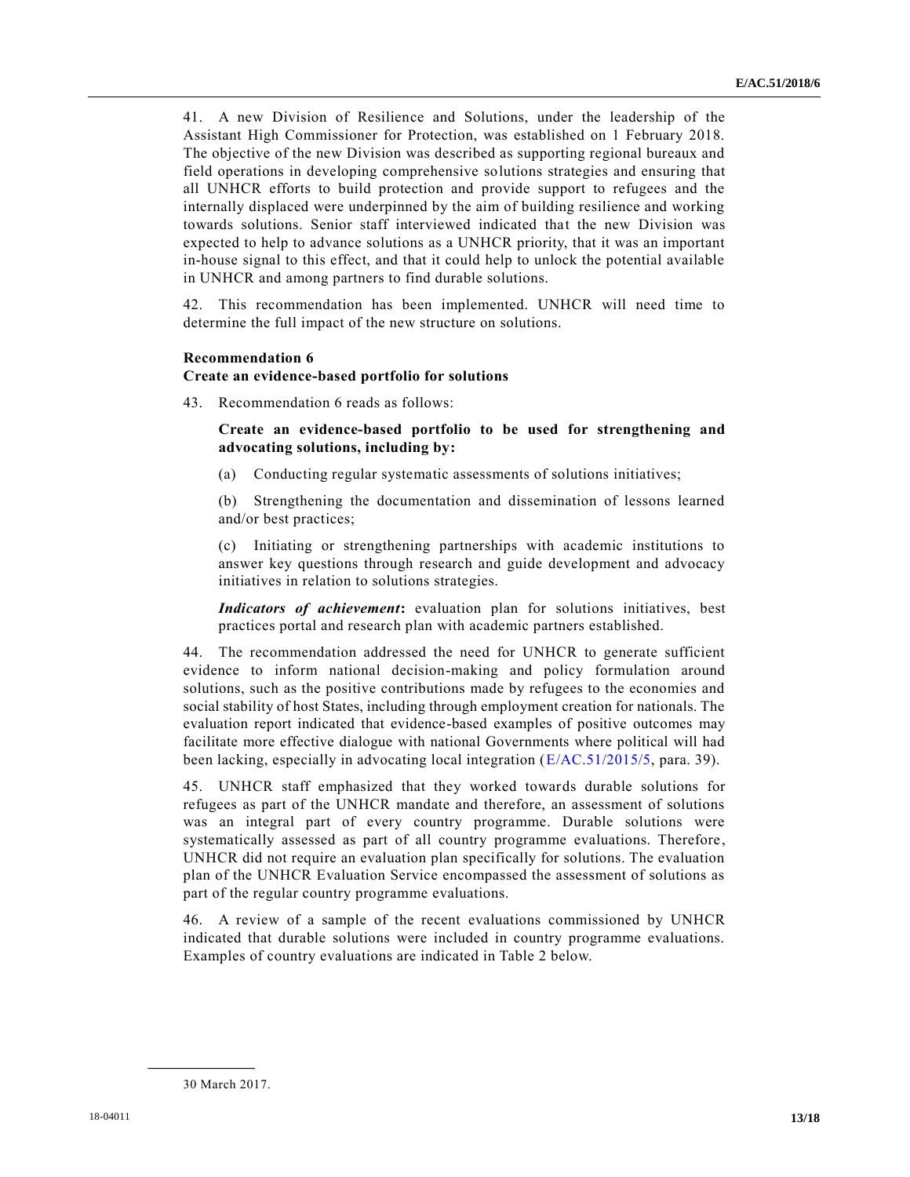41. A new Division of Resilience and Solutions, under the leadership of the Assistant High Commissioner for Protection, was established on 1 February 2018. The objective of the new Division was described as supporting regional bureaux and field operations in developing comprehensive solutions strategies and ensuring that all UNHCR efforts to build protection and provide support to refugees and the internally displaced were underpinned by the aim of building resilience and working towards solutions. Senior staff interviewed indicated that the new Division was expected to help to advance solutions as a UNHCR priority, that it was an important in-house signal to this effect, and that it could help to unlock the potential available in UNHCR and among partners to find durable solutions.

42. This recommendation has been implemented. UNHCR will need time to determine the full impact of the new structure on solutions.

**Recommendation 6**
**Create an evidence-based portfolio for solutions**

43. Recommendation 6 reads as follows:

> **Create an evidence-based portfolio to be used for strengthening and advocating solutions, including by:**
>
> (a) Conducting regular systematic assessments of solutions initiatives;
>
> (b) Strengthening the documentation and dissemination of lessons learned and/or best practices;
>
> (c) Initiating or strengthening partnerships with academic institutions to answer key questions through research and guide development and advocacy initiatives in relation to solutions strategies.
>
> ***Indicators of achievement*:** evaluation plan for solutions initiatives, best practices portal and research plan with academic partners established.

44. The recommendation addressed the need for UNHCR to generate sufficient evidence to inform national decision-making and policy formulation around solutions, such as the positive contributions made by refugees to the economies and social stability of host States, including through employment creation for nationals. The evaluation report indicated that evidence-based examples of positive outcomes may facilitate more effective dialogue with national Governments where political will had been lacking, especially in advocating local integration (E/AC.51/2015/5, para. 39).

45. UNHCR staff emphasized that they worked towards durable solutions for refugees as part of the UNHCR mandate and therefore, an assessment of solutions was an integral part of every country programme. Durable solutions were systematically assessed as part of all country programme evaluations. Therefore, UNHCR did not require an evaluation plan specifically for solutions. The evaluation plan of the UNHCR Evaluation Service encompassed the assessment of solutions as part of the regular country programme evaluations.

46. A review of a sample of the recent evaluations commissioned by UNHCR indicated that durable solutions were included in country programme evaluations. Examples of country evaluations are indicated in Table 2 below.

---

30 March 2017.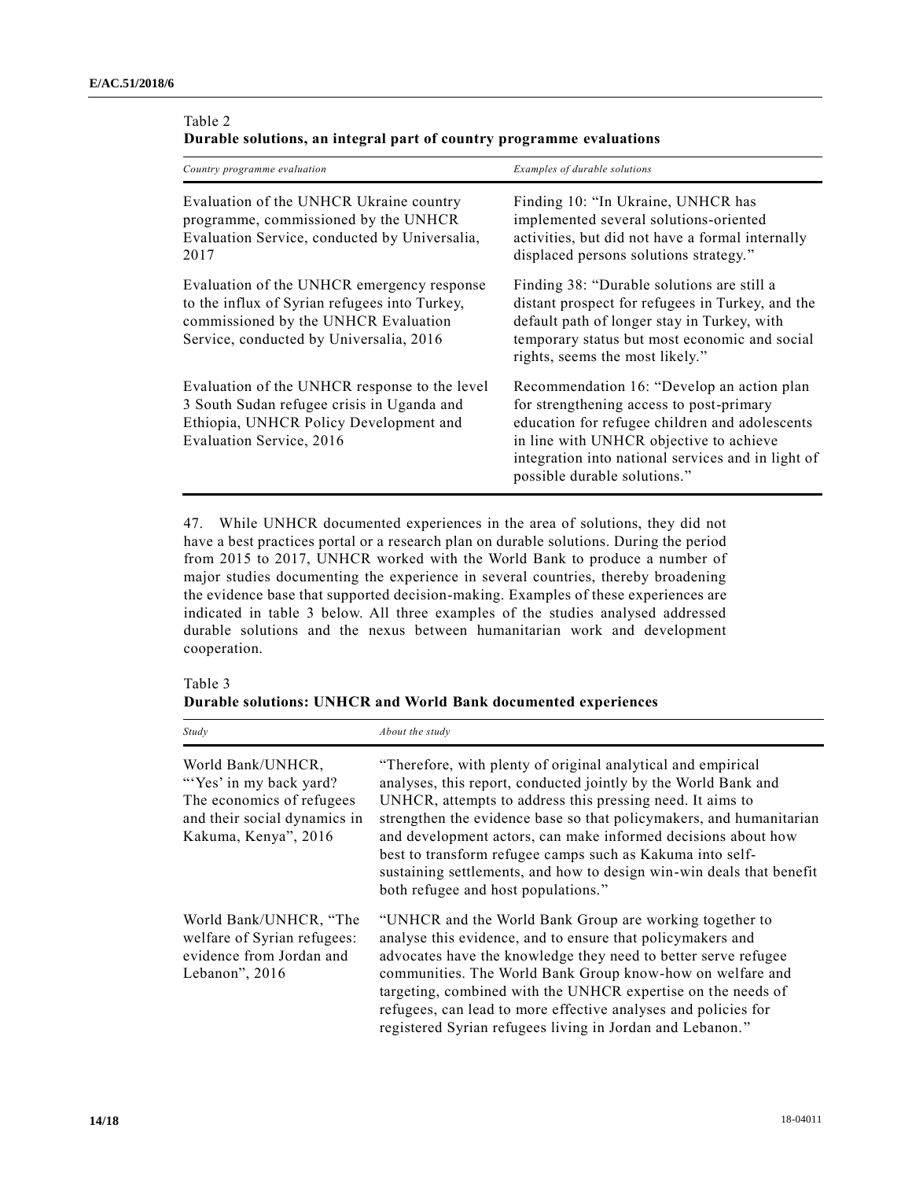Table 2
**Durable solutions, an integral part of country programme evaluations**

| *Country programme evaluation* | *Examples of durable solutions* |
|---|---|
| Evaluation of the UNHCR Ukraine country programme, commissioned by the UNHCR Evaluation Service, conducted by Universalia, 2017 | Finding 10: "In Ukraine, UNHCR has implemented several solutions-oriented activities, but did not have a formal internally displaced persons solutions strategy." |
| Evaluation of the UNHCR emergency response to the influx of Syrian refugees into Turkey, commissioned by the UNHCR Evaluation Service, conducted by Universalia, 2016 | Finding 38: "Durable solutions are still a distant prospect for refugees in Turkey, and the default path of longer stay in Turkey, with temporary status but most economic and social rights, seems the most likely." |
| Evaluation of the UNHCR response to the level 3 South Sudan refugee crisis in Uganda and Ethiopia, UNHCR Policy Development and Evaluation Service, 2016 | Recommendation 16: "Develop an action plan for strengthening access to post-primary education for refugee children and adolescents in line with UNHCR objective to achieve integration into national services and in light of possible durable solutions." |

47. While UNHCR documented experiences in the area of solutions, they did not have a best practices portal or a research plan on durable solutions. During the period from 2015 to 2017, UNHCR worked with the World Bank to produce a number of major studies documenting the experience in several countries, thereby broadening the evidence base that supported decision-making. Examples of these experiences are indicated in table 3 below. All three examples of the studies analysed addressed durable solutions and the nexus between humanitarian work and development cooperation.

Table 3
**Durable solutions: UNHCR and World Bank documented experiences**

| *Study* | *About the study* |
|---|---|
| World Bank/UNHCR, "'Yes' in my back yard? The economics of refugees and their social dynamics in Kakuma, Kenya", 2016 | "Therefore, with plenty of original analytical and empirical analyses, this report, conducted jointly by the World Bank and UNHCR, attempts to address this pressing need. It aims to strengthen the evidence base so that policymakers, and humanitarian and development actors, can make informed decisions about how best to transform refugee camps such as Kakuma into self-sustaining settlements, and how to design win-win deals that benefit both refugee and host populations." |
| World Bank/UNHCR, "The welfare of Syrian refugees: evidence from Jordan and Lebanon", 2016 | "UNHCR and the World Bank Group are working together to analyse this evidence, and to ensure that policymakers and advocates have the knowledge they need to better serve refugee communities. The World Bank Group know-how on welfare and targeting, combined with the UNHCR expertise on the needs of refugees, can lead to more effective analyses and policies for registered Syrian refugees living in Jordan and Lebanon." |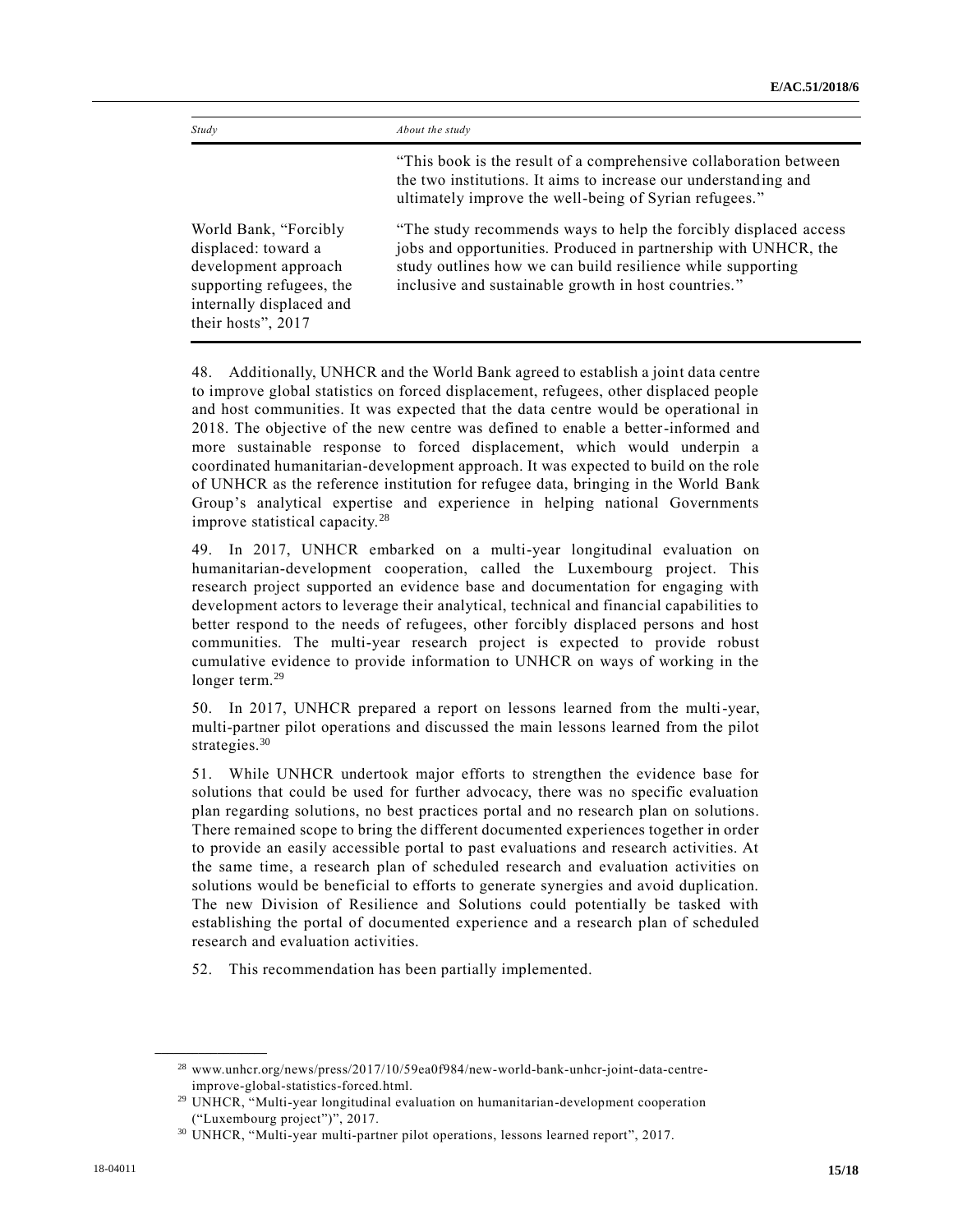| Study | About the study |
| --- | --- |
| | "This book is the result of a comprehensive collaboration between the two institutions. It aims to increase our understanding and ultimately improve the well-being of Syrian refugees." |
| World Bank, "Forcibly displaced: toward a development approach supporting refugees, the internally displaced and their hosts", 2017 | "The study recommends ways to help the forcibly displaced access jobs and opportunities. Produced in partnership with UNHCR, the study outlines how we can build resilience while supporting inclusive and sustainable growth in host countries." |

48. Additionally, UNHCR and the World Bank agreed to establish a joint data centre to improve global statistics on forced displacement, refugees, other displaced people and host communities. It was expected that the data centre would be operational in 2018. The objective of the new centre was defined to enable a better-informed and more sustainable response to forced displacement, which would underpin a coordinated humanitarian-development approach. It was expected to build on the role of UNHCR as the reference institution for refugee data, bringing in the World Bank Group's analytical expertise and experience in helping national Governments improve statistical capacity.[28]

49. In 2017, UNHCR embarked on a multi-year longitudinal evaluation on humanitarian-development cooperation, called the Luxembourg project. This research project supported an evidence base and documentation for engaging with development actors to leverage their analytical, technical and financial capabilities to better respond to the needs of refugees, other forcibly displaced persons and host communities. The multi-year research project is expected to provide robust cumulative evidence to provide information to UNHCR on ways of working in the longer term.[29]

50. In 2017, UNHCR prepared a report on lessons learned from the multi-year, multi-partner pilot operations and discussed the main lessons learned from the pilot strategies.[30]

51. While UNHCR undertook major efforts to strengthen the evidence base for solutions that could be used for further advocacy, there was no specific evaluation plan regarding solutions, no best practices portal and no research plan on solutions. There remained scope to bring the different documented experiences together in order to provide an easily accessible portal to past evaluations and research activities. At the same time, a research plan of scheduled research and evaluation activities on solutions would be beneficial to efforts to generate synergies and avoid duplication. The new Division of Resilience and Solutions could potentially be tasked with establishing the portal of documented experience and a research plan of scheduled research and evaluation activities.

52. This recommendation has been partially implemented.

---

[28] www.unhcr.org/news/press/2017/10/59ea0f984/new-world-bank-unhcr-joint-data-centre-improve-global-statistics-forced.html.

[29] UNHCR, "Multi-year longitudinal evaluation on humanitarian-development cooperation ("Luxembourg project")", 2017.

[30] UNHCR, "Multi-year multi-partner pilot operations, lessons learned report", 2017.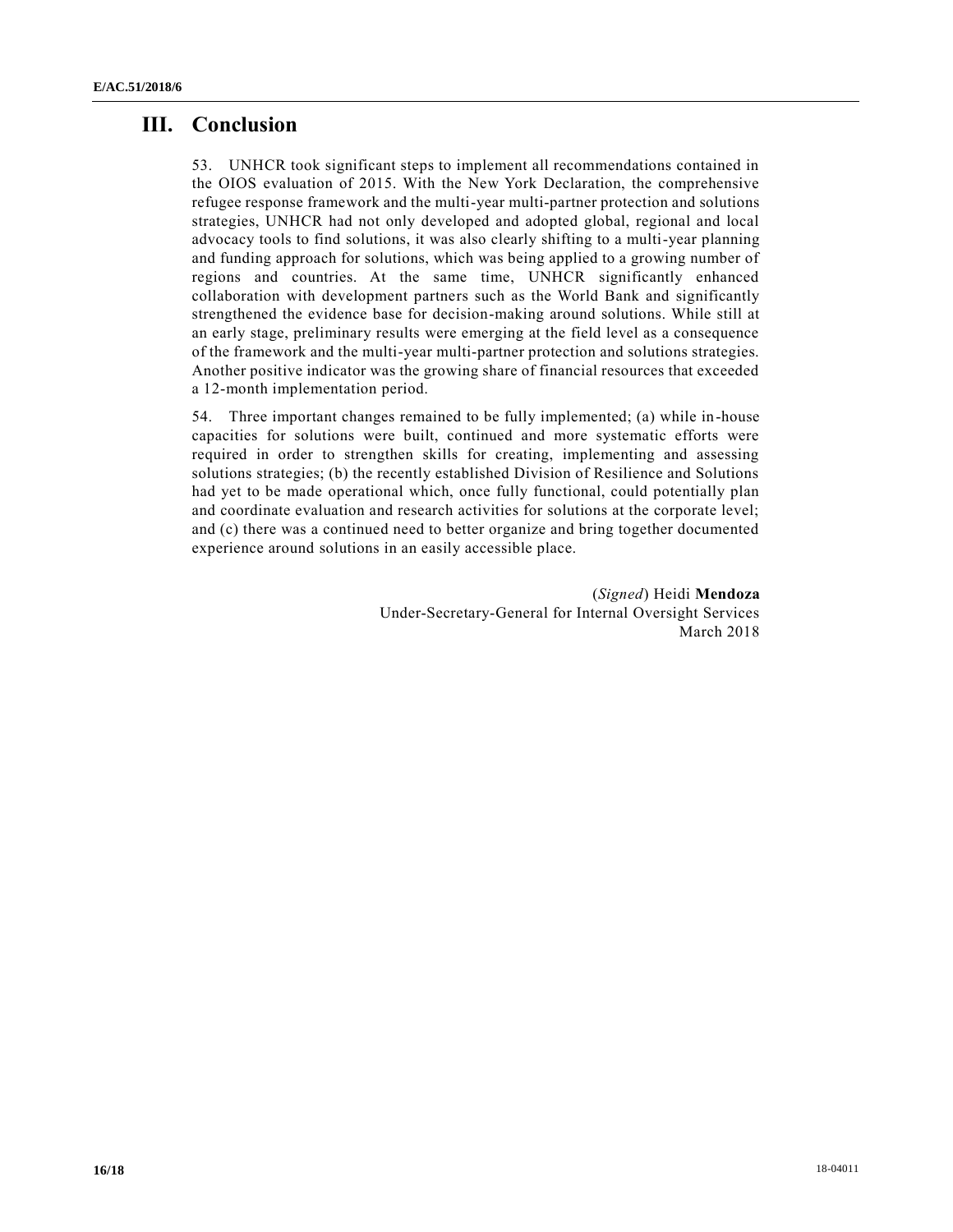# III. Conclusion

53. UNHCR took significant steps to implement all recommendations contained in the OIOS evaluation of 2015. With the New York Declaration, the comprehensive refugee response framework and the multi-year multi-partner protection and solutions strategies, UNHCR had not only developed and adopted global, regional and local advocacy tools to find solutions, it was also clearly shifting to a multi-year planning and funding approach for solutions, which was being applied to a growing number of regions and countries. At the same time, UNHCR significantly enhanced collaboration with development partners such as the World Bank and significantly strengthened the evidence base for decision-making around solutions. While still at an early stage, preliminary results were emerging at the field level as a consequence of the framework and the multi-year multi-partner protection and solutions strategies. Another positive indicator was the growing share of financial resources that exceeded a 12-month implementation period.

54. Three important changes remained to be fully implemented; (a) while in-house capacities for solutions were built, continued and more systematic efforts were required in order to strengthen skills for creating, implementing and assessing solutions strategies; (b) the recently established Division of Resilience and Solutions had yet to be made operational which, once fully functional, could potentially plan and coordinate evaluation and research activities for solutions at the corporate level; and (c) there was a continued need to better organize and bring together documented experience around solutions in an easily accessible place.

(*Signed*) Heidi **Mendoza**
Under-Secretary-General for Internal Oversight Services
March 2018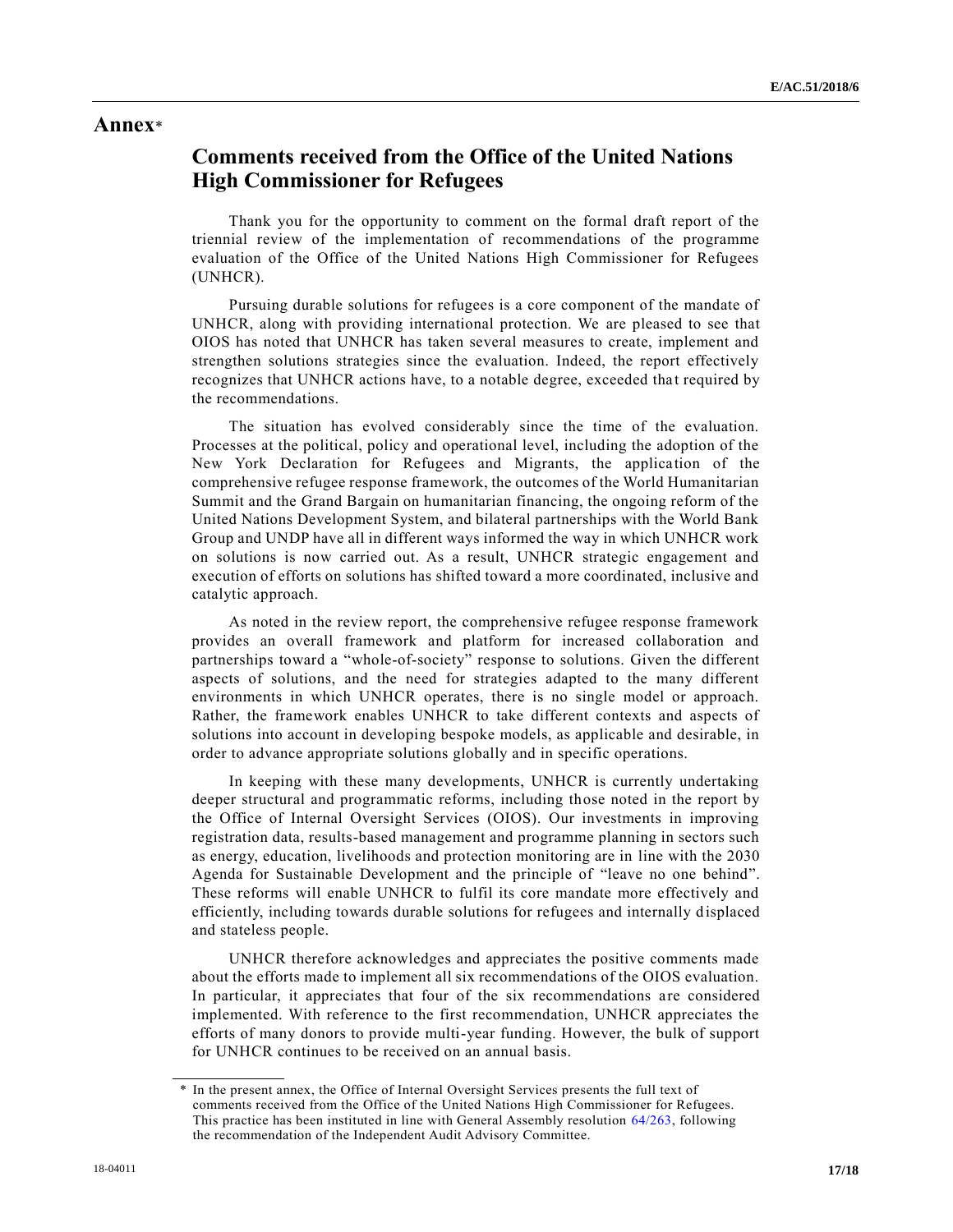# Annex*

## Comments received from the Office of the United Nations High Commissioner for Refugees

Thank you for the opportunity to comment on the formal draft report of the triennial review of the implementation of recommendations of the programme evaluation of the Office of the United Nations High Commissioner for Refugees (UNHCR).

Pursuing durable solutions for refugees is a core component of the mandate of UNHCR, along with providing international protection. We are pleased to see that OIOS has noted that UNHCR has taken several measures to create, implement and strengthen solutions strategies since the evaluation. Indeed, the report effectively recognizes that UNHCR actions have, to a notable degree, exceeded that required by the recommendations.

The situation has evolved considerably since the time of the evaluation. Processes at the political, policy and operational level, including the adoption of the New York Declaration for Refugees and Migrants, the application of the comprehensive refugee response framework, the outcomes of the World Humanitarian Summit and the Grand Bargain on humanitarian financing, the ongoing reform of the United Nations Development System, and bilateral partnerships with the World Bank Group and UNDP have all in different ways informed the way in which UNHCR work on solutions is now carried out. As a result, UNHCR strategic engagement and execution of efforts on solutions has shifted toward a more coordinated, inclusive and catalytic approach.

As noted in the review report, the comprehensive refugee response framework provides an overall framework and platform for increased collaboration and partnerships toward a "whole-of-society" response to solutions. Given the different aspects of solutions, and the need for strategies adapted to the many different environments in which UNHCR operates, there is no single model or approach. Rather, the framework enables UNHCR to take different contexts and aspects of solutions into account in developing bespoke models, as applicable and desirable, in order to advance appropriate solutions globally and in specific operations.

In keeping with these many developments, UNHCR is currently undertaking deeper structural and programmatic reforms, including those noted in the report by the Office of Internal Oversight Services (OIOS). Our investments in improving registration data, results-based management and programme planning in sectors such as energy, education, livelihoods and protection monitoring are in line with the 2030 Agenda for Sustainable Development and the principle of "leave no one behind". These reforms will enable UNHCR to fulfil its core mandate more effectively and efficiently, including towards durable solutions for refugees and internally displaced and stateless people.

UNHCR therefore acknowledges and appreciates the positive comments made about the efforts made to implement all six recommendations of the OIOS evaluation. In particular, it appreciates that four of the six recommendations are considered implemented. With reference to the first recommendation, UNHCR appreciates the efforts of many donors to provide multi-year funding. However, the bulk of support for UNHCR continues to be received on an annual basis.

---

\* In the present annex, the Office of Internal Oversight Services presents the full text of comments received from the Office of the United Nations High Commissioner for Refugees. This practice has been instituted in line with General Assembly resolution 64/263, following the recommendation of the Independent Audit Advisory Committee.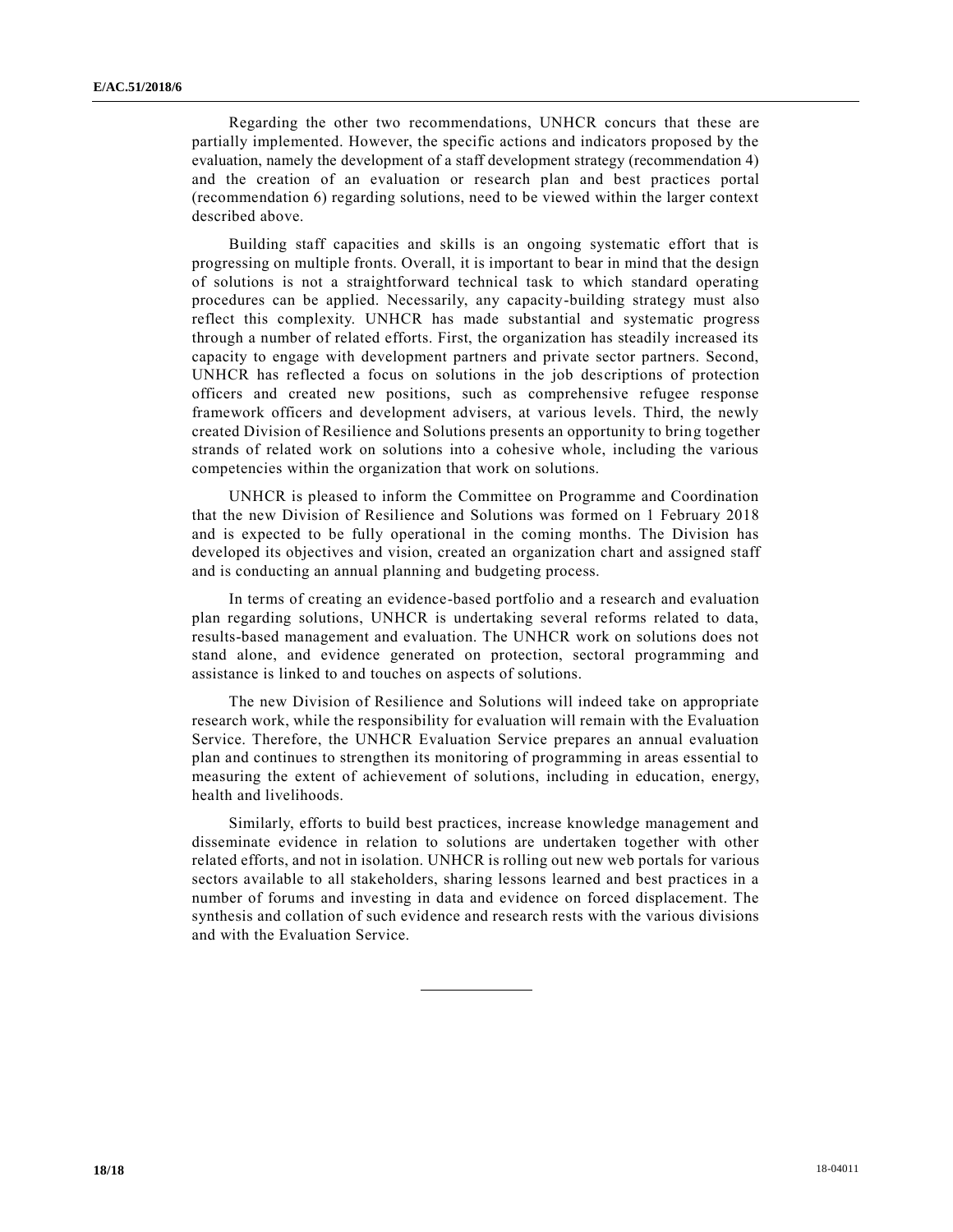Regarding the other two recommendations, UNHCR concurs that these are partially implemented. However, the specific actions and indicators proposed by the evaluation, namely the development of a staff development strategy (recommendation 4) and the creation of an evaluation or research plan and best practices portal (recommendation 6) regarding solutions, need to be viewed within the larger context described above.

Building staff capacities and skills is an ongoing systematic effort that is progressing on multiple fronts. Overall, it is important to bear in mind that the design of solutions is not a straightforward technical task to which standard operating procedures can be applied. Necessarily, any capacity-building strategy must also reflect this complexity. UNHCR has made substantial and systematic progress through a number of related efforts. First, the organization has steadily increased its capacity to engage with development partners and private sector partners. Second, UNHCR has reflected a focus on solutions in the job descriptions of protection officers and created new positions, such as comprehensive refugee response framework officers and development advisers, at various levels. Third, the newly created Division of Resilience and Solutions presents an opportunity to bring together strands of related work on solutions into a cohesive whole, including the various competencies within the organization that work on solutions.

UNHCR is pleased to inform the Committee on Programme and Coordination that the new Division of Resilience and Solutions was formed on 1 February 2018 and is expected to be fully operational in the coming months. The Division has developed its objectives and vision, created an organization chart and assigned staff and is conducting an annual planning and budgeting process.

In terms of creating an evidence-based portfolio and a research and evaluation plan regarding solutions, UNHCR is undertaking several reforms related to data, results-based management and evaluation. The UNHCR work on solutions does not stand alone, and evidence generated on protection, sectoral programming and assistance is linked to and touches on aspects of solutions.

The new Division of Resilience and Solutions will indeed take on appropriate research work, while the responsibility for evaluation will remain with the Evaluation Service. Therefore, the UNHCR Evaluation Service prepares an annual evaluation plan and continues to strengthen its monitoring of programming in areas essential to measuring the extent of achievement of solutions, including in education, energy, health and livelihoods.

Similarly, efforts to build best practices, increase knowledge management and disseminate evidence in relation to solutions are undertaken together with other related efforts, and not in isolation. UNHCR is rolling out new web portals for various sectors available to all stakeholders, sharing lessons learned and best practices in a number of forums and investing in data and evidence on forced displacement. The synthesis and collation of such evidence and research rests with the various divisions and with the Evaluation Service.